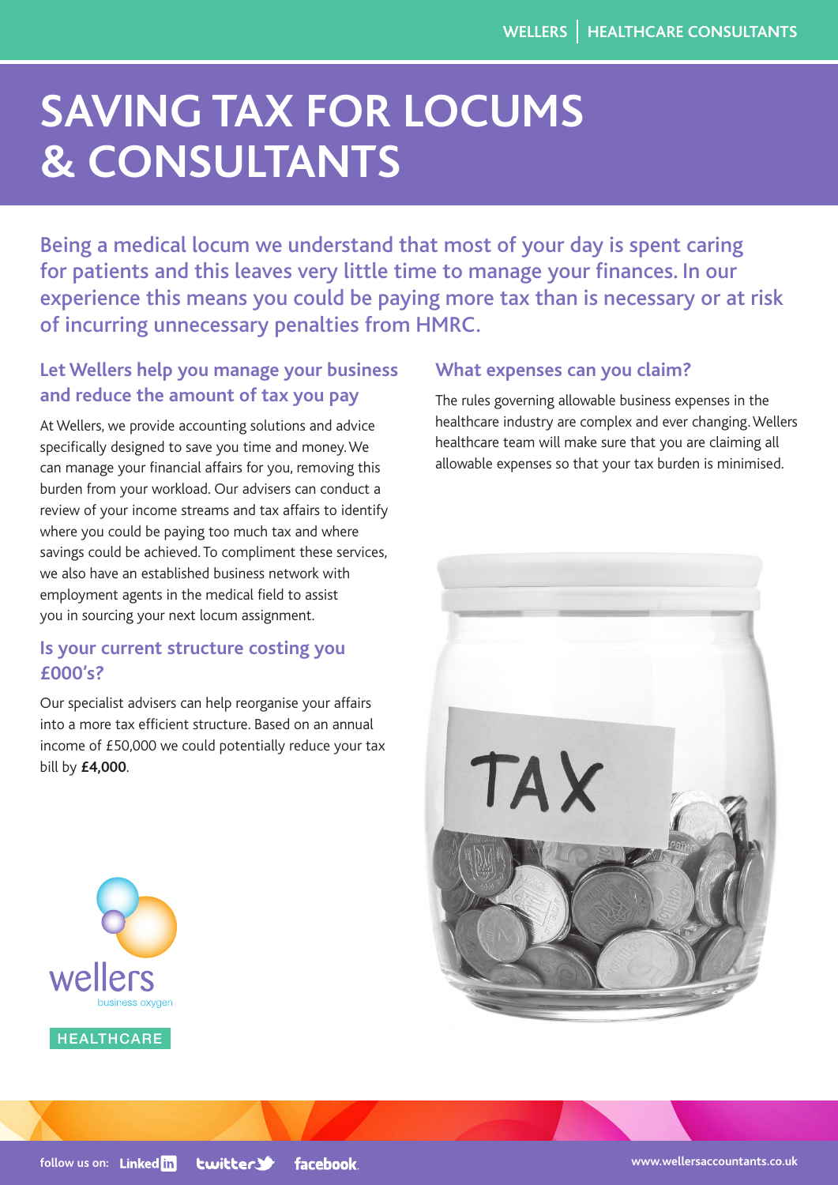# SAVING TAX FOR LOCUMS & CONSULTANTS

Being a medical locum we understand that most of your day is spent caring for patients and this leaves very little time to manage your finances. In our experience this means you could be paying more tax than is necessary or at risk of incurring unnecessary penalties from HMRC.

## Let Wellers help you manage your business and reduce the amount of tax you pay

At Wellers, we provide accounting solutions and advice specifically designed to save you time and money. We can manage your financial affairs for you, removing this burden from your workload. Our advisers can conduct a review of your income streams and tax affairs to identify where you could be paying too much tax and where savings could be achieved. To compliment these services, we also have an established business network with employment agents in the medical field to assist you in sourcing your next locum assignment.

## Is your current structure costing you £000's?

Our specialist advisers can help reorganise your affairs into a more tax efficient structure. Based on an annual income of £50,000 we could potentially reduce your tax bill by **£4,000**.

## What expenses can you claim?

The rules governing allowable business expenses in the healthcare industry are complex and ever changing. Wellers healthcare team will make sure that you are claiming all allowable expenses so that your tax burden is minimised.

wellers
business oxygen
HEALTHCARE

follow us on: LinkedIn twitter facebook

www.wellersaccountants.co.uk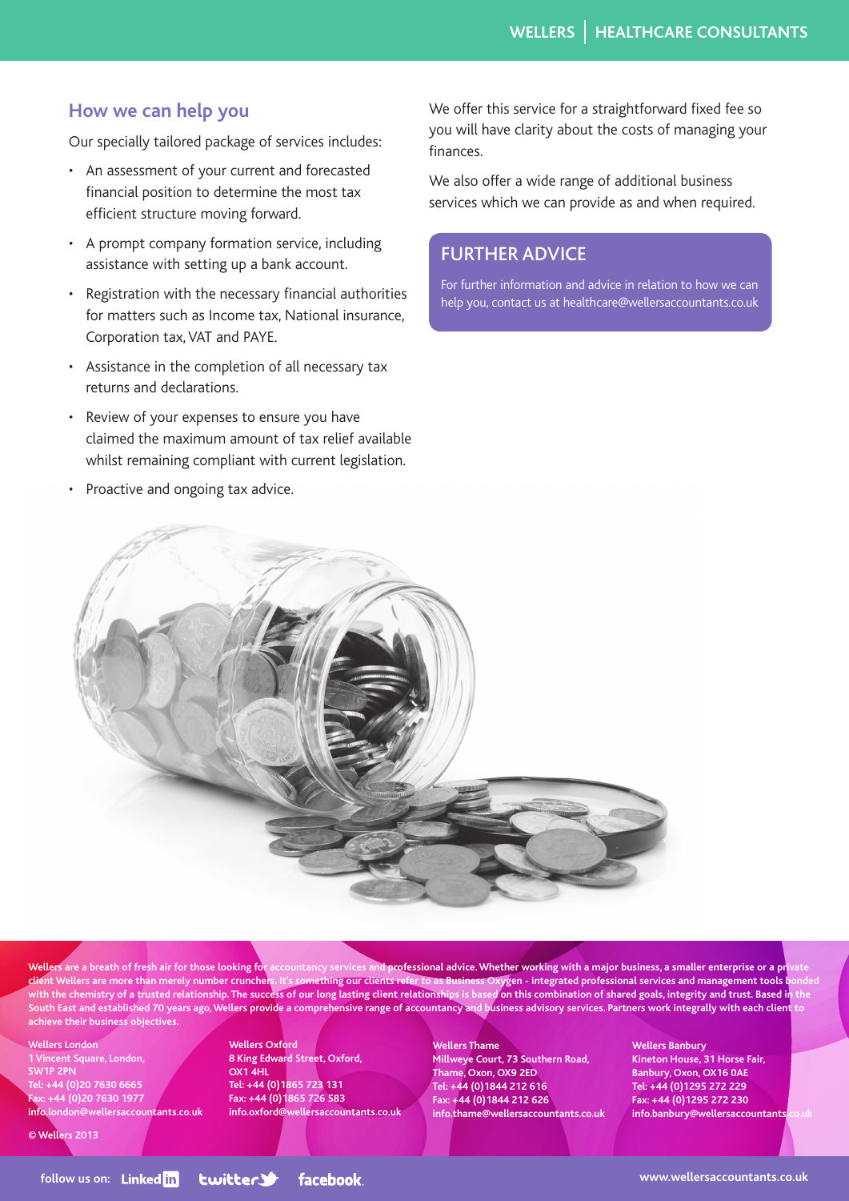## How we can help you

Our specially tailored package of services includes:

- An assessment of your current and forecasted financial position to determine the most tax efficient structure moving forward.
- A prompt company formation service, including assistance with setting up a bank account.
- Registration with the necessary financial authorities for matters such as Income tax, National insurance, Corporation tax, VAT and PAYE.
- Assistance in the completion of all necessary tax returns and declarations.
- Review of your expenses to ensure you have claimed the maximum amount of tax relief available whilst remaining compliant with current legislation.
- Proactive and ongoing tax advice.

We offer this service for a straightforward fixed fee so you will have clarity about the costs of managing your finances.

We also offer a wide range of additional business services which we can provide as and when required.

## FURTHER ADVICE

For further information and advice in relation to how we can help you, contact us at healthcare@wellersaccountants.co.uk

**Wellers are a breath of fresh air for those looking for accountancy services and professional advice. Whether working with a major business, a smaller enterprise or a private client Wellers are more than merely number crunchers. It's something our clients refer to as Business Oxygen - integrated professional services and management tools bonded with the chemistry of a trusted relationship. The success of our long lasting client relationships is based on this combination of shared goals, integrity and trust. Based in the South East and established 70 years ago, Wellers provide a comprehensive range of accountancy and business advisory services. Partners work integrally with each client to achieve their business objectives.**

**Wellers London**
1 Vincent Square, London,
SW1P 2PN
Tel: +44 (0)20 7630 6665
Fax: +44 (0)20 7630 1977
info.london@wellersaccountants.co.uk

**Wellers Oxford**
8 King Edward Street, Oxford,
OX1 4HL
Tel: +44 (0)1865 723 131
Fax: +44 (0)1865 726 583
info.oxford@wellersaccountants.co.uk

**Wellers Thame**
Millweye Court, 73 Southern Road,
Thame, Oxon, OX9 2ED
Tel: +44 (0)1844 212 616
Fax: +44 (0)1844 212 626
info.thame@wellersaccountants.co.uk

**Wellers Banbury**
Kineton House, 31 Horse Fair,
Banbury, Oxon, OX16 0AE
Tel: +44 (0)1295 272 229
Fax: +44 (0)1295 272 230
info.banbury@wellersaccountants.co.uk

© Wellers 2013

follow us on: LinkedIn twitter facebook

www.wellersaccountants.co.uk